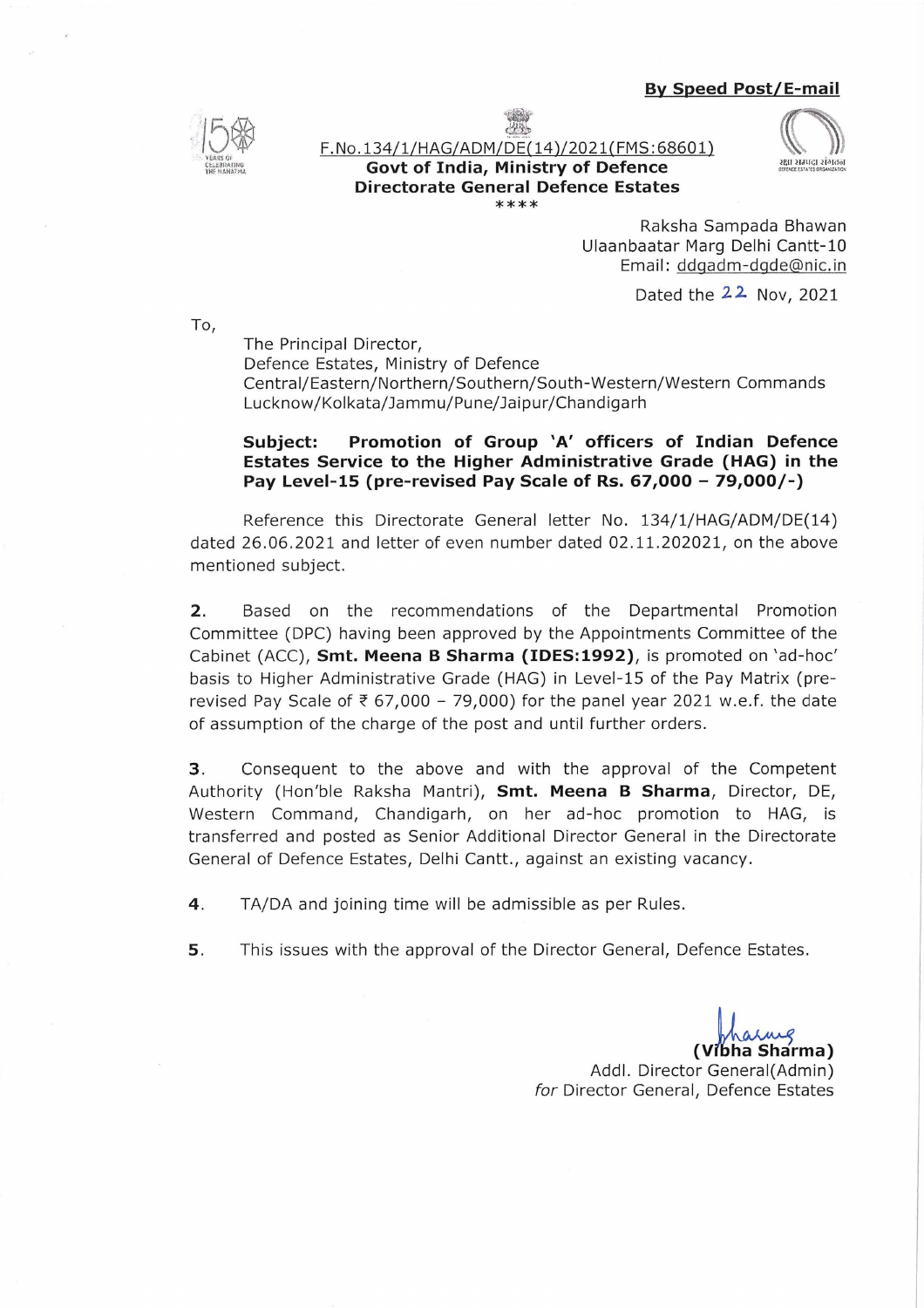**By Speed Post/E-mail**

F.No.134/1/HAG/ADM/DE(14)/2021(FMS:68601)
**Govt of India, Ministry of Defence**
**Directorate General Defence Estates**
\*\*\*\*

Raksha Sampada Bhawan
Ulaanbaatar Marg Delhi Cantt-10
Email: ddgadm-dgde@nic.in

Dated the 22 Nov, 2021

To,

The Principal Director,
Defence Estates, Ministry of Defence
Central/Eastern/Northern/Southern/South-Western/Western Commands
Lucknow/Kolkata/Jammu/Pune/Jaipur/Chandigarh

**Subject: Promotion of Group 'A' officers of Indian Defence Estates Service to the Higher Administrative Grade (HAG) in the Pay Level-15 (pre-revised Pay Scale of Rs. 67,000 – 79,000/-)**

Reference this Directorate General letter No. 134/1/HAG/ADM/DE(14) dated 26.06.2021 and letter of even number dated 02.11.202021, on the above mentioned subject.

**2.** Based on the recommendations of the Departmental Promotion Committee (DPC) having been approved by the Appointments Committee of the Cabinet (ACC), **Smt. Meena B Sharma (IDES:1992)**, is promoted on 'ad-hoc' basis to Higher Administrative Grade (HAG) in Level-15 of the Pay Matrix (pre-revised Pay Scale of ₹ 67,000 – 79,000) for the panel year 2021 w.e.f. the date of assumption of the charge of the post and until further orders.

**3.** Consequent to the above and with the approval of the Competent Authority (Hon'ble Raksha Mantri), **Smt. Meena B Sharma**, Director, DE, Western Command, Chandigarh, on her ad-hoc promotion to HAG, is transferred and posted as Senior Additional Director General in the Directorate General of Defence Estates, Delhi Cantt., against an existing vacancy.

**4.** TA/DA and joining time will be admissible as per Rules.

**5.** This issues with the approval of the Director General, Defence Estates.

**(Vibha Sharma)**
Addl. Director General(Admin)
*for* Director General, Defence Estates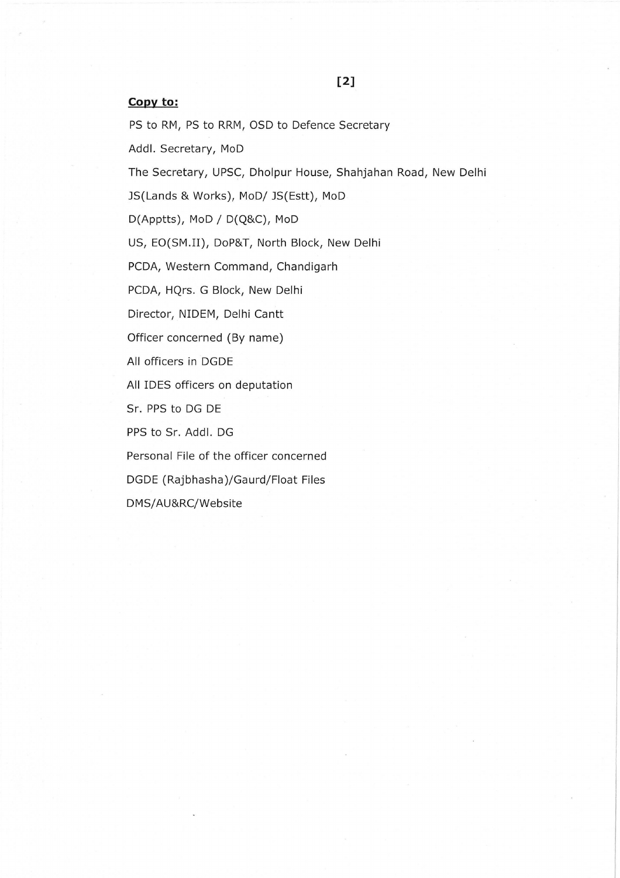**Copy to:**

PS to RM, PS to RRM, OSD to Defence Secretary

Addl. Secretary, MoD

The Secretary, UPSC, Dholpur House, Shahjahan Road, New Delhi

JS(Lands & Works), MoD/ JS(Estt), MoD

D(Apptts), MoD / D(Q&C), MoD

US, EO(SM.II), DoP&T, North Block, New Delhi

PCDA, Western Command, Chandigarh

PCDA, HQrs. G Block, New Delhi

Director, NIDEM, Delhi Cantt

Officer concerned (By name)

All officers in DGDE

All IDES officers on deputation

Sr. PPS to DG DE

PPS to Sr. Addl. DG

Personal File of the officer concerned

DGDE (Rajbhasha)/Gaurd/Float Files

DMS/AU&RC/Website